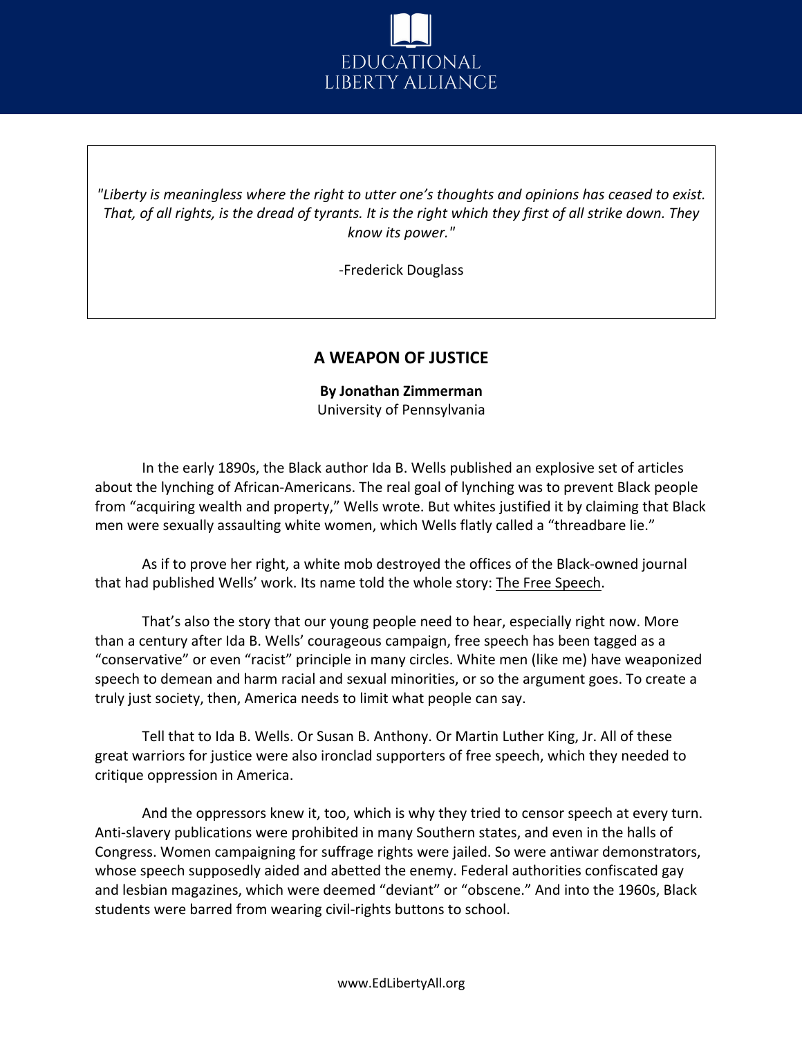EDUCATIONAL LIBERTY ALLIANCE

> *"Liberty is meaningless where the right to utter one's thoughts and opinions has ceased to exist. That, of all rights, is the dread of tyrants. It is the right which they first of all strike down. They know its power."*
>
> -Frederick Douglass

## A WEAPON OF JUSTICE

**By Jonathan Zimmerman**
University of Pennsylvania

In the early 1890s, the Black author Ida B. Wells published an explosive set of articles about the lynching of African-Americans. The real goal of lynching was to prevent Black people from "acquiring wealth and property," Wells wrote. But whites justified it by claiming that Black men were sexually assaulting white women, which Wells flatly called a "threadbare lie."

As if to prove her right, a white mob destroyed the offices of the Black-owned journal that had published Wells' work. Its name told the whole story: The Free Speech.

That's also the story that our young people need to hear, especially right now. More than a century after Ida B. Wells' courageous campaign, free speech has been tagged as a "conservative" or even "racist" principle in many circles. White men (like me) have weaponized speech to demean and harm racial and sexual minorities, or so the argument goes. To create a truly just society, then, America needs to limit what people can say.

Tell that to Ida B. Wells. Or Susan B. Anthony. Or Martin Luther King, Jr. All of these great warriors for justice were also ironclad supporters of free speech, which they needed to critique oppression in America.

And the oppressors knew it, too, which is why they tried to censor speech at every turn. Anti-slavery publications were prohibited in many Southern states, and even in the halls of Congress. Women campaigning for suffrage rights were jailed. So were antiwar demonstrators, whose speech supposedly aided and abetted the enemy. Federal authorities confiscated gay and lesbian magazines, which were deemed "deviant" or "obscene." And into the 1960s, Black students were barred from wearing civil-rights buttons to school.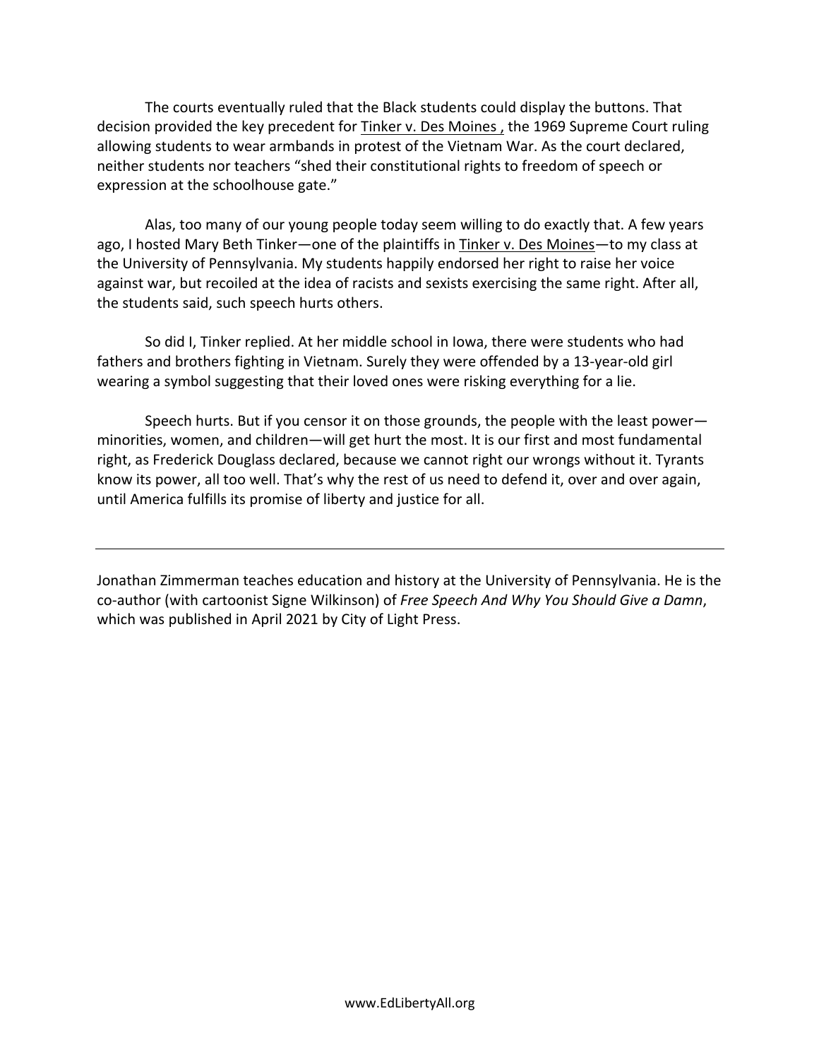The courts eventually ruled that the Black students could display the buttons. That decision provided the key precedent for Tinker v. Des Moines , the 1969 Supreme Court ruling allowing students to wear armbands in protest of the Vietnam War. As the court declared, neither students nor teachers "shed their constitutional rights to freedom of speech or expression at the schoolhouse gate."

Alas, too many of our young people today seem willing to do exactly that. A few years ago, I hosted Mary Beth Tinker—one of the plaintiffs in Tinker v. Des Moines—to my class at the University of Pennsylvania. My students happily endorsed her right to raise her voice against war, but recoiled at the idea of racists and sexists exercising the same right. After all, the students said, such speech hurts others.

So did I, Tinker replied. At her middle school in Iowa, there were students who had fathers and brothers fighting in Vietnam. Surely they were offended by a 13-year-old girl wearing a symbol suggesting that their loved ones were risking everything for a lie.

Speech hurts. But if you censor it on those grounds, the people with the least power—minorities, women, and children—will get hurt the most. It is our first and most fundamental right, as Frederick Douglass declared, because we cannot right our wrongs without it. Tyrants know its power, all too well. That's why the rest of us need to defend it, over and over again, until America fulfills its promise of liberty and justice for all.

---

Jonathan Zimmerman teaches education and history at the University of Pennsylvania. He is the co-author (with cartoonist Signe Wilkinson) of *Free Speech And Why You Should Give a Damn*, which was published in April 2021 by City of Light Press.

www.EdLibertyAll.org